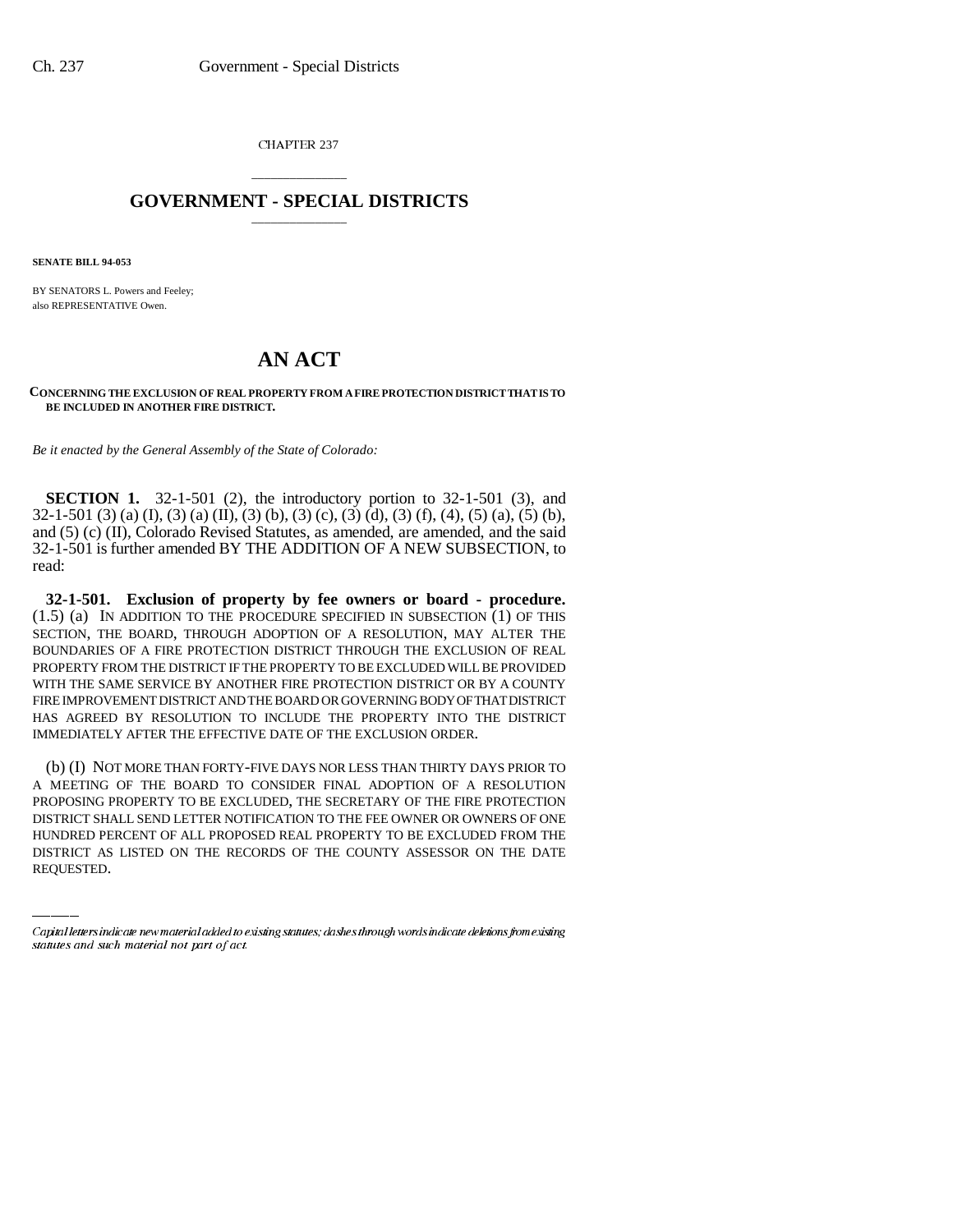CHAPTER 237

# GOVERNMENT - SPECIAL DISTRICTS

**SENATE BILL 94-053**

BY SENATORS L. Powers and Feeley;
also REPRESENTATIVE Owen.

# AN ACT

**CONCERNING THE EXCLUSION OF REAL PROPERTY FROM A FIRE PROTECTION DISTRICT THAT IS TO BE INCLUDED IN ANOTHER FIRE DISTRICT.**

*Be it enacted by the General Assembly of the State of Colorado:*

**SECTION 1.** 32-1-501 (2), the introductory portion to 32-1-501 (3), and 32-1-501 (3) (a) (I), (3) (a) (II), (3) (b), (3) (c), (3) (d), (3) (f), (4), (5) (a), (5) (b), and (5) (c) (II), Colorado Revised Statutes, as amended, are amended, and the said 32-1-501 is further amended BY THE ADDITION OF A NEW SUBSECTION, to read:

**32-1-501. Exclusion of property by fee owners or board - procedure.** (1.5) (a) IN ADDITION TO THE PROCEDURE SPECIFIED IN SUBSECTION (1) OF THIS SECTION, THE BOARD, THROUGH ADOPTION OF A RESOLUTION, MAY ALTER THE BOUNDARIES OF A FIRE PROTECTION DISTRICT THROUGH THE EXCLUSION OF REAL PROPERTY FROM THE DISTRICT IF THE PROPERTY TO BE EXCLUDED WILL BE PROVIDED WITH THE SAME SERVICE BY ANOTHER FIRE PROTECTION DISTRICT OR BY A COUNTY FIRE IMPROVEMENT DISTRICT AND THE BOARD OR GOVERNING BODY OF THAT DISTRICT HAS AGREED BY RESOLUTION TO INCLUDE THE PROPERTY INTO THE DISTRICT IMMEDIATELY AFTER THE EFFECTIVE DATE OF THE EXCLUSION ORDER.

(b) (I) NOT MORE THAN FORTY-FIVE DAYS NOR LESS THAN THIRTY DAYS PRIOR TO A MEETING OF THE BOARD TO CONSIDER FINAL ADOPTION OF A RESOLUTION PROPOSING PROPERTY TO BE EXCLUDED, THE SECRETARY OF THE FIRE PROTECTION DISTRICT SHALL SEND LETTER NOTIFICATION TO THE FEE OWNER OR OWNERS OF ONE HUNDRED PERCENT OF ALL PROPOSED REAL PROPERTY TO BE EXCLUDED FROM THE DISTRICT AS LISTED ON THE RECORDS OF THE COUNTY ASSESSOR ON THE DATE REQUESTED.

*Capital letters indicate new material added to existing statutes; dashes through words indicate deletions from existing statutes and such material not part of act.*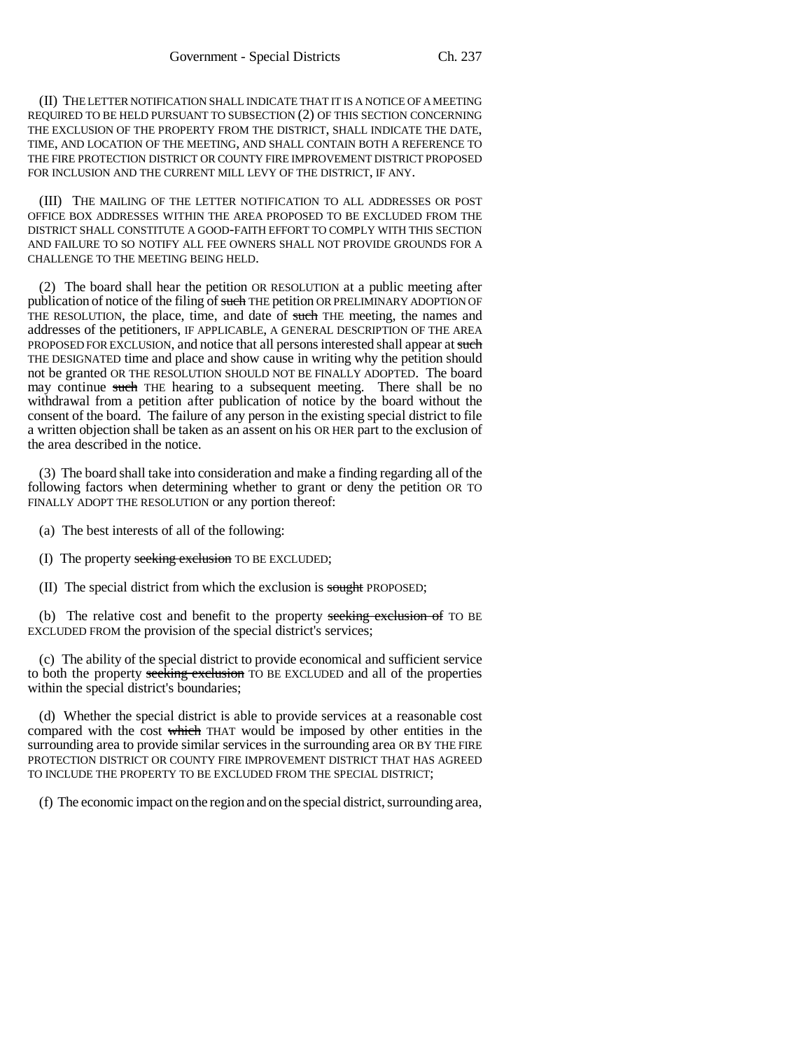(II) THE LETTER NOTIFICATION SHALL INDICATE THAT IT IS A NOTICE OF A MEETING REQUIRED TO BE HELD PURSUANT TO SUBSECTION (2) OF THIS SECTION CONCERNING THE EXCLUSION OF THE PROPERTY FROM THE DISTRICT, SHALL INDICATE THE DATE, TIME, AND LOCATION OF THE MEETING, AND SHALL CONTAIN BOTH A REFERENCE TO THE FIRE PROTECTION DISTRICT OR COUNTY FIRE IMPROVEMENT DISTRICT PROPOSED FOR INCLUSION AND THE CURRENT MILL LEVY OF THE DISTRICT, IF ANY.

(III) THE MAILING OF THE LETTER NOTIFICATION TO ALL ADDRESSES OR POST OFFICE BOX ADDRESSES WITHIN THE AREA PROPOSED TO BE EXCLUDED FROM THE DISTRICT SHALL CONSTITUTE A GOOD-FAITH EFFORT TO COMPLY WITH THIS SECTION AND FAILURE TO SO NOTIFY ALL FEE OWNERS SHALL NOT PROVIDE GROUNDS FOR A CHALLENGE TO THE MEETING BEING HELD.

(2) The board shall hear the petition OR RESOLUTION at a public meeting after publication of notice of the filing of ~~such~~ THE petition OR PRELIMINARY ADOPTION OF THE RESOLUTION, the place, time, and date of ~~such~~ THE meeting, the names and addresses of the petitioners, IF APPLICABLE, A GENERAL DESCRIPTION OF THE AREA PROPOSED FOR EXCLUSION, and notice that all persons interested shall appear at ~~such~~ THE DESIGNATED time and place and show cause in writing why the petition should not be granted OR THE RESOLUTION SHOULD NOT BE FINALLY ADOPTED. The board may continue ~~such~~ THE hearing to a subsequent meeting. There shall be no withdrawal from a petition after publication of notice by the board without the consent of the board. The failure of any person in the existing special district to file a written objection shall be taken as an assent on his OR HER part to the exclusion of the area described in the notice.

(3) The board shall take into consideration and make a finding regarding all of the following factors when determining whether to grant or deny the petition OR TO FINALLY ADOPT THE RESOLUTION or any portion thereof:

(a) The best interests of all of the following:

(I) The property ~~seeking exclusion~~ TO BE EXCLUDED;

(II) The special district from which the exclusion is ~~sought~~ PROPOSED;

(b) The relative cost and benefit to the property ~~seeking exclusion of~~ TO BE EXCLUDED FROM the provision of the special district's services;

(c) The ability of the special district to provide economical and sufficient service to both the property ~~seeking exclusion~~ TO BE EXCLUDED and all of the properties within the special district's boundaries;

(d) Whether the special district is able to provide services at a reasonable cost compared with the cost ~~which~~ THAT would be imposed by other entities in the surrounding area to provide similar services in the surrounding area OR BY THE FIRE PROTECTION DISTRICT OR COUNTY FIRE IMPROVEMENT DISTRICT THAT HAS AGREED TO INCLUDE THE PROPERTY TO BE EXCLUDED FROM THE SPECIAL DISTRICT;

(f) The economic impact on the region and on the special district, surrounding area,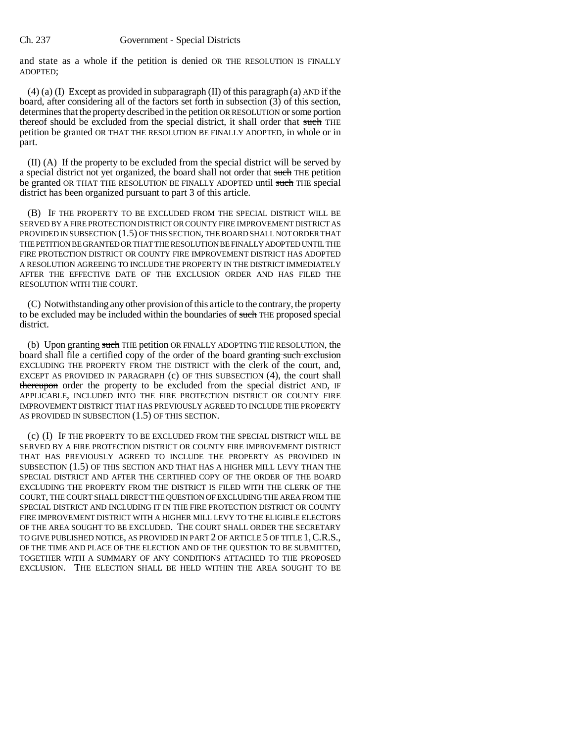and state as a whole if the petition is denied OR THE RESOLUTION IS FINALLY ADOPTED;

(4) (a) (I) Except as provided in subparagraph (II) of this paragraph (a) AND if the board, after considering all of the factors set forth in subsection (3) of this section, determines that the property described in the petition OR RESOLUTION or some portion thereof should be excluded from the special district, it shall order that ~~such~~ THE petition be granted OR THAT THE RESOLUTION BE FINALLY ADOPTED, in whole or in part.

(II) (A) If the property to be excluded from the special district will be served by a special district not yet organized, the board shall not order that ~~such~~ THE petition be granted OR THAT THE RESOLUTION BE FINALLY ADOPTED until ~~such~~ THE special district has been organized pursuant to part 3 of this article.

(B) IF THE PROPERTY TO BE EXCLUDED FROM THE SPECIAL DISTRICT WILL BE SERVED BY A FIRE PROTECTION DISTRICT OR COUNTY FIRE IMPROVEMENT DISTRICT AS PROVIDED IN SUBSECTION (1.5) OF THIS SECTION, THE BOARD SHALL NOT ORDER THAT THE PETITION BE GRANTED OR THAT THE RESOLUTION BE FINALLY ADOPTED UNTIL THE FIRE PROTECTION DISTRICT OR COUNTY FIRE IMPROVEMENT DISTRICT HAS ADOPTED A RESOLUTION AGREEING TO INCLUDE THE PROPERTY IN THE DISTRICT IMMEDIATELY AFTER THE EFFECTIVE DATE OF THE EXCLUSION ORDER AND HAS FILED THE RESOLUTION WITH THE COURT.

(C) Notwithstanding any other provision of this article to the contrary, the property to be excluded may be included within the boundaries of ~~such~~ THE proposed special district.

(b) Upon granting ~~such~~ THE petition OR FINALLY ADOPTING THE RESOLUTION, the board shall file a certified copy of the order of the board ~~granting such exclusion~~ EXCLUDING THE PROPERTY FROM THE DISTRICT with the clerk of the court, and, EXCEPT AS PROVIDED IN PARAGRAPH (c) OF THIS SUBSECTION (4), the court shall ~~thereupon~~ order the property to be excluded from the special district AND, IF APPLICABLE, INCLUDED INTO THE FIRE PROTECTION DISTRICT OR COUNTY FIRE IMPROVEMENT DISTRICT THAT HAS PREVIOUSLY AGREED TO INCLUDE THE PROPERTY AS PROVIDED IN SUBSECTION (1.5) OF THIS SECTION.

(c) (I) IF THE PROPERTY TO BE EXCLUDED FROM THE SPECIAL DISTRICT WILL BE SERVED BY A FIRE PROTECTION DISTRICT OR COUNTY FIRE IMPROVEMENT DISTRICT THAT HAS PREVIOUSLY AGREED TO INCLUDE THE PROPERTY AS PROVIDED IN SUBSECTION (1.5) OF THIS SECTION AND THAT HAS A HIGHER MILL LEVY THAN THE SPECIAL DISTRICT AND AFTER THE CERTIFIED COPY OF THE ORDER OF THE BOARD EXCLUDING THE PROPERTY FROM THE DISTRICT IS FILED WITH THE CLERK OF THE COURT, THE COURT SHALL DIRECT THE QUESTION OF EXCLUDING THE AREA FROM THE SPECIAL DISTRICT AND INCLUDING IT IN THE FIRE PROTECTION DISTRICT OR COUNTY FIRE IMPROVEMENT DISTRICT WITH A HIGHER MILL LEVY TO THE ELIGIBLE ELECTORS OF THE AREA SOUGHT TO BE EXCLUDED. THE COURT SHALL ORDER THE SECRETARY TO GIVE PUBLISHED NOTICE, AS PROVIDED IN PART 2 OF ARTICLE 5 OF TITLE 1, C.R.S., OF THE TIME AND PLACE OF THE ELECTION AND OF THE QUESTION TO BE SUBMITTED, TOGETHER WITH A SUMMARY OF ANY CONDITIONS ATTACHED TO THE PROPOSED EXCLUSION. THE ELECTION SHALL BE HELD WITHIN THE AREA SOUGHT TO BE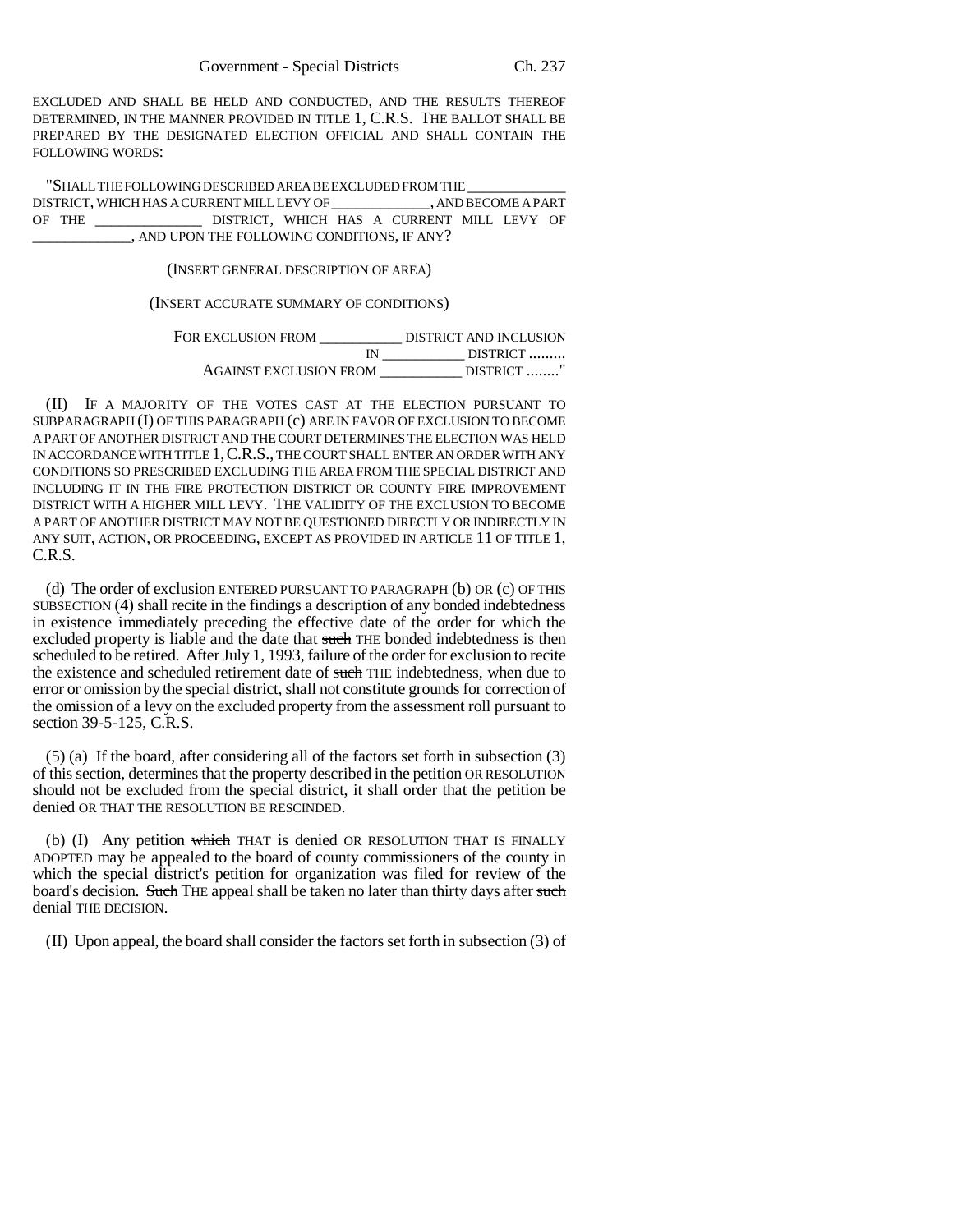EXCLUDED AND SHALL BE HELD AND CONDUCTED, AND THE RESULTS THEREOF DETERMINED, IN THE MANNER PROVIDED IN TITLE 1, C.R.S. THE BALLOT SHALL BE PREPARED BY THE DESIGNATED ELECTION OFFICIAL AND SHALL CONTAIN THE FOLLOWING WORDS:

"SHALL THE FOLLOWING DESCRIBED AREA BE EXCLUDED FROM THE _____________ DISTRICT, WHICH HAS A CURRENT MILL LEVY OF _____________, AND BECOME A PART OF THE _____________ DISTRICT, WHICH HAS A CURRENT MILL LEVY OF _____________, AND UPON THE FOLLOWING CONDITIONS, IF ANY?

(INSERT GENERAL DESCRIPTION OF AREA)

(INSERT ACCURATE SUMMARY OF CONDITIONS)

FOR EXCLUSION FROM ___________ DISTRICT AND INCLUSION IN ___________ DISTRICT .........
AGAINST EXCLUSION FROM ___________ DISTRICT ........"

(II) IF A MAJORITY OF THE VOTES CAST AT THE ELECTION PURSUANT TO SUBPARAGRAPH (I) OF THIS PARAGRAPH (c) ARE IN FAVOR OF EXCLUSION TO BECOME A PART OF ANOTHER DISTRICT AND THE COURT DETERMINES THE ELECTION WAS HELD IN ACCORDANCE WITH TITLE 1, C.R.S., THE COURT SHALL ENTER AN ORDER WITH ANY CONDITIONS SO PRESCRIBED EXCLUDING THE AREA FROM THE SPECIAL DISTRICT AND INCLUDING IT IN THE FIRE PROTECTION DISTRICT OR COUNTY FIRE IMPROVEMENT DISTRICT WITH A HIGHER MILL LEVY. THE VALIDITY OF THE EXCLUSION TO BECOME A PART OF ANOTHER DISTRICT MAY NOT BE QUESTIONED DIRECTLY OR INDIRECTLY IN ANY SUIT, ACTION, OR PROCEEDING, EXCEPT AS PROVIDED IN ARTICLE 11 OF TITLE 1, C.R.S.

(d) The order of exclusion ENTERED PURSUANT TO PARAGRAPH (b) OR (c) OF THIS SUBSECTION (4) shall recite in the findings a description of any bonded indebtedness in existence immediately preceding the effective date of the order for which the excluded property is liable and the date that ~~such~~ THE bonded indebtedness is then scheduled to be retired. After July 1, 1993, failure of the order for exclusion to recite the existence and scheduled retirement date of ~~such~~ THE indebtedness, when due to error or omission by the special district, shall not constitute grounds for correction of the omission of a levy on the excluded property from the assessment roll pursuant to section 39-5-125, C.R.S.

(5) (a) If the board, after considering all of the factors set forth in subsection (3) of this section, determines that the property described in the petition OR RESOLUTION should not be excluded from the special district, it shall order that the petition be denied OR THAT THE RESOLUTION BE RESCINDED.

(b) (I) Any petition ~~which~~ THAT is denied OR RESOLUTION THAT IS FINALLY ADOPTED may be appealed to the board of county commissioners of the county in which the special district's petition for organization was filed for review of the board's decision. ~~Such~~ THE appeal shall be taken no later than thirty days after ~~such denial~~ THE DECISION.

(II) Upon appeal, the board shall consider the factors set forth in subsection (3) of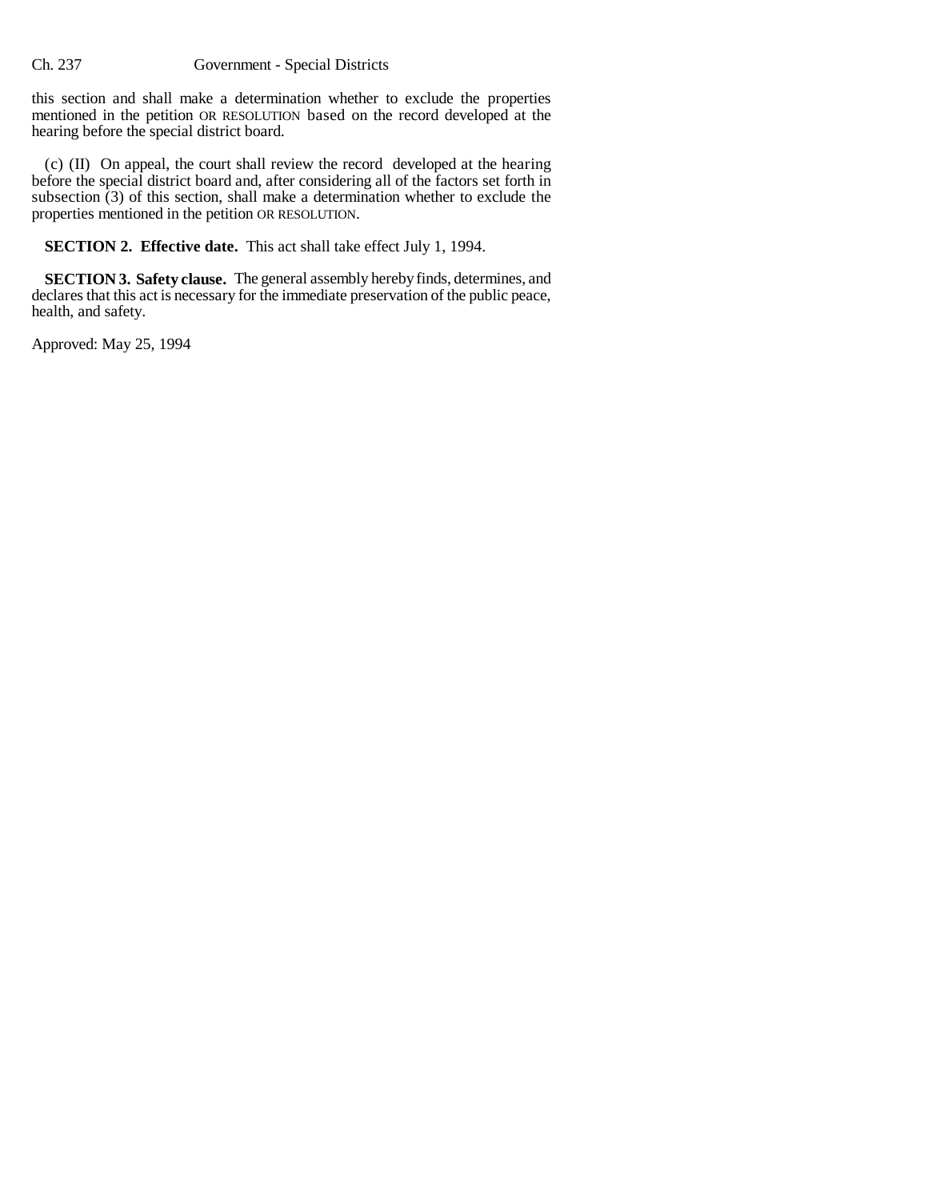this section and shall make a determination whether to exclude the properties mentioned in the petition OR RESOLUTION based on the record developed at the hearing before the special district board.

(c) (II) On appeal, the court shall review the record developed at the hearing before the special district board and, after considering all of the factors set forth in subsection (3) of this section, shall make a determination whether to exclude the properties mentioned in the petition OR RESOLUTION.

**SECTION 2. Effective date.** This act shall take effect July 1, 1994.

**SECTION 3. Safety clause.** The general assembly hereby finds, determines, and declares that this act is necessary for the immediate preservation of the public peace, health, and safety.

Approved: May 25, 1994